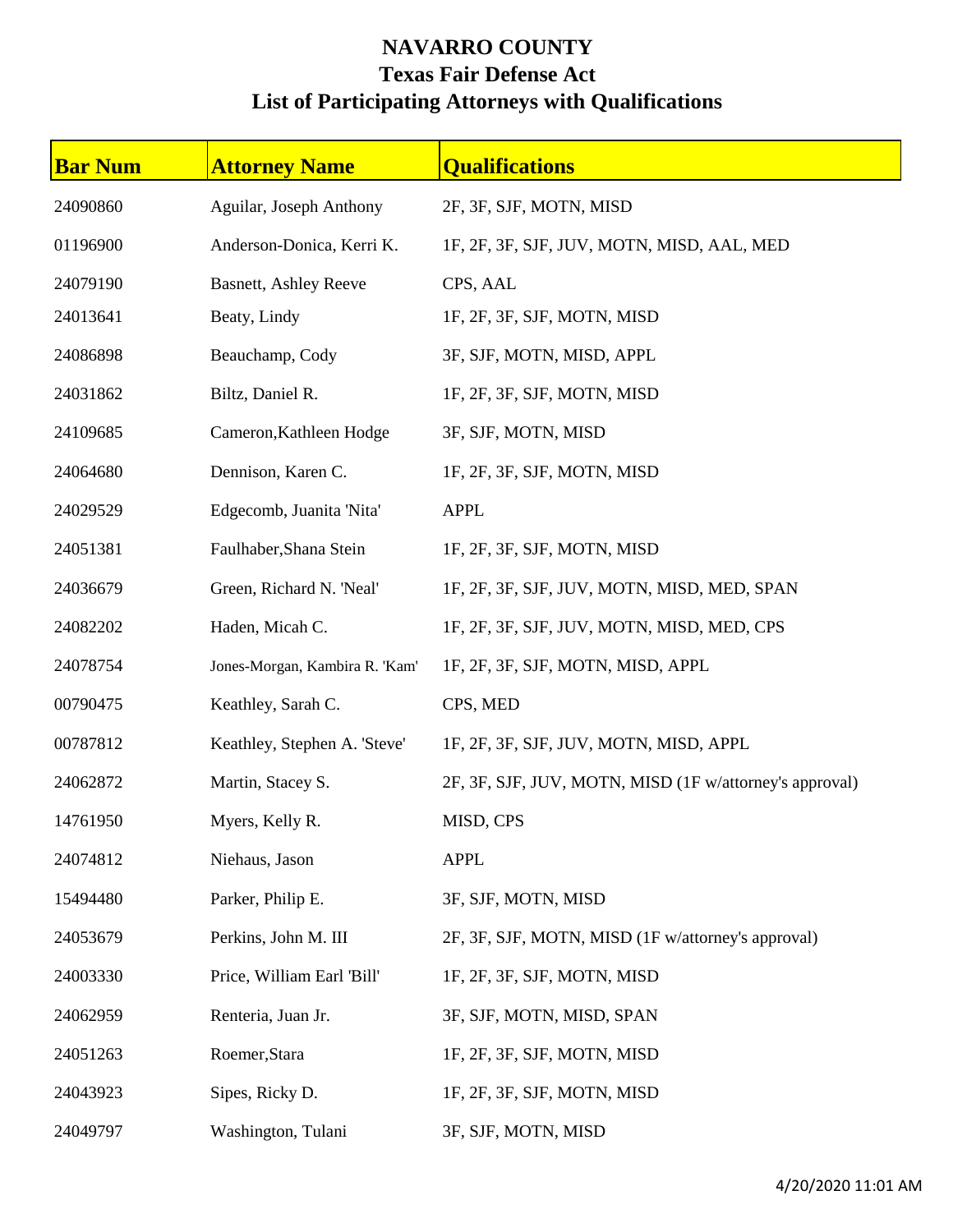# NAVARRO COUNTY
## Texas Fair Defense Act
## List of Participating Attorneys with Qualifications

| Bar Num | Attorney Name | Qualifications |
| --- | --- | --- |
| 24090860 | Aguilar, Joseph Anthony | 2F, 3F, SJF, MOTN, MISD |
| 01196900 | Anderson-Donica, Kerri K. | 1F, 2F, 3F, SJF, JUV, MOTN, MISD, AAL, MED |
| 24079190 | Basnett, Ashley Reeve | CPS, AAL |
| 24013641 | Beaty, Lindy | 1F, 2F, 3F, SJF, MOTN, MISD |
| 24086898 | Beauchamp, Cody | 3F, SJF, MOTN, MISD, APPL |
| 24031862 | Biltz, Daniel R. | 1F, 2F, 3F, SJF, MOTN, MISD |
| 24109685 | Cameron,Kathleen Hodge | 3F, SJF, MOTN, MISD |
| 24064680 | Dennison, Karen C. | 1F, 2F, 3F, SJF, MOTN, MISD |
| 24029529 | Edgecomb, Juanita 'Nita' | APPL |
| 24051381 | Faulhaber,Shana Stein | 1F, 2F, 3F, SJF, MOTN, MISD |
| 24036679 | Green, Richard N. 'Neal' | 1F, 2F, 3F, SJF, JUV, MOTN, MISD, MED, SPAN |
| 24082202 | Haden, Micah C. | 1F, 2F, 3F, SJF, JUV, MOTN, MISD, MED, CPS |
| 24078754 | Jones-Morgan, Kambira R. 'Kam' | 1F, 2F, 3F, SJF, MOTN, MISD, APPL |
| 00790475 | Keathley, Sarah C. | CPS, MED |
| 00787812 | Keathley, Stephen A. 'Steve' | 1F, 2F, 3F, SJF, JUV, MOTN, MISD, APPL |
| 24062872 | Martin, Stacey S. | 2F, 3F, SJF, JUV, MOTN, MISD (1F w/attorney's approval) |
| 14761950 | Myers, Kelly R. | MISD, CPS |
| 24074812 | Niehaus, Jason | APPL |
| 15494480 | Parker, Philip E. | 3F, SJF, MOTN, MISD |
| 24053679 | Perkins, John M. III | 2F, 3F, SJF, MOTN, MISD (1F w/attorney's approval) |
| 24003330 | Price, William Earl 'Bill' | 1F, 2F, 3F, SJF, MOTN, MISD |
| 24062959 | Renteria, Juan Jr. | 3F, SJF, MOTN, MISD, SPAN |
| 24051263 | Roemer,Stara | 1F, 2F, 3F, SJF, MOTN, MISD |
| 24043923 | Sipes, Ricky D. | 1F, 2F, 3F, SJF, MOTN, MISD |
| 24049797 | Washington, Tulani | 3F, SJF, MOTN, MISD |

4/20/2020 11:01 AM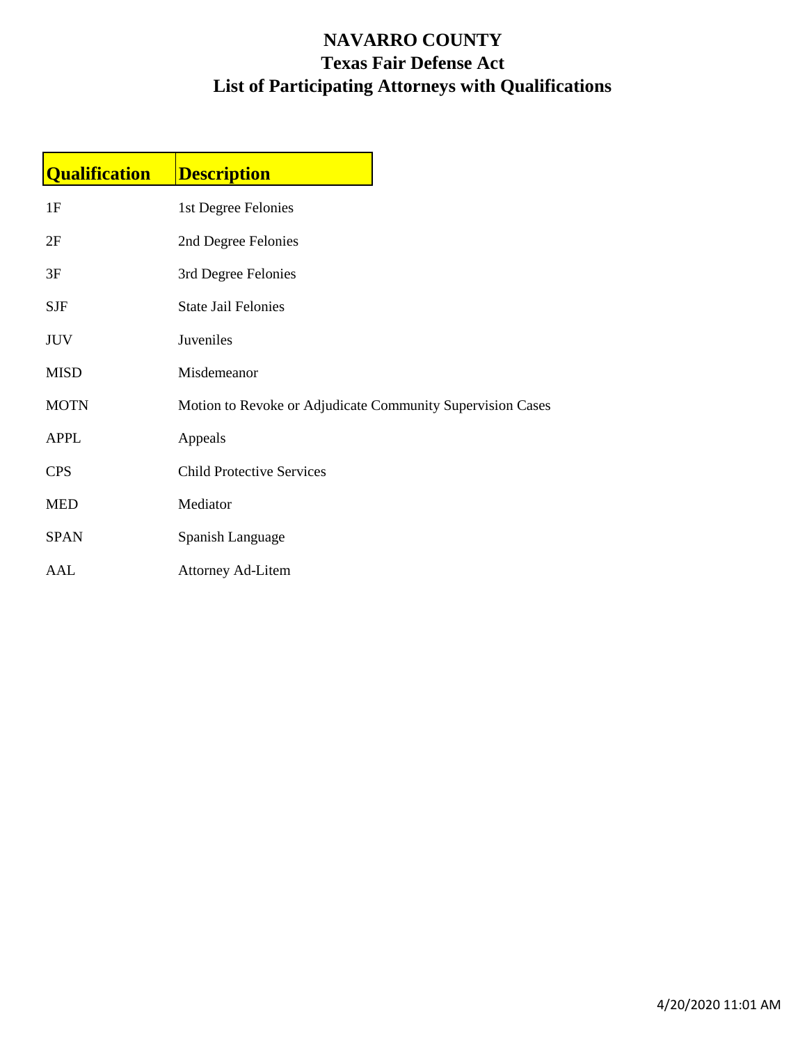# NAVARRO COUNTY
## Texas Fair Defense Act
## List of Participating Attorneys with Qualifications

| Qualification | Description |
|---|---|
| 1F | 1st Degree Felonies |
| 2F | 2nd Degree Felonies |
| 3F | 3rd Degree Felonies |
| SJF | State Jail Felonies |
| JUV | Juveniles |
| MISD | Misdemeanor |
| MOTN | Motion to Revoke or Adjudicate Community Supervision Cases |
| APPL | Appeals |
| CPS | Child Protective Services |
| MED | Mediator |
| SPAN | Spanish Language |
| AAL | Attorney Ad-Litem |

4/20/2020 11:01 AM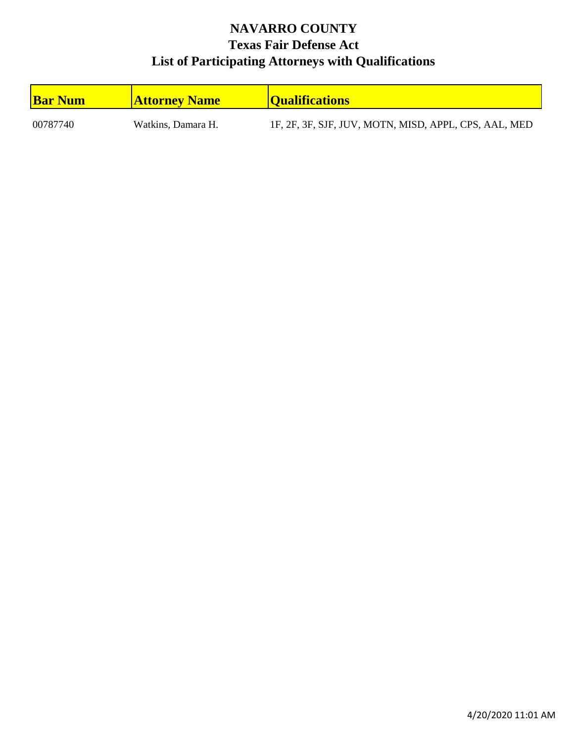# NAVARRO COUNTY

## Texas Fair Defense Act

## List of Participating Attorneys with Qualifications

| Bar Num | Attorney Name | Qualifications |
|---|---|---|
| 00787740 | Watkins, Damara H. | 1F, 2F, 3F, SJF, JUV, MOTN, MISD, APPL, CPS, AAL, MED |

4/20/2020 11:01 AM